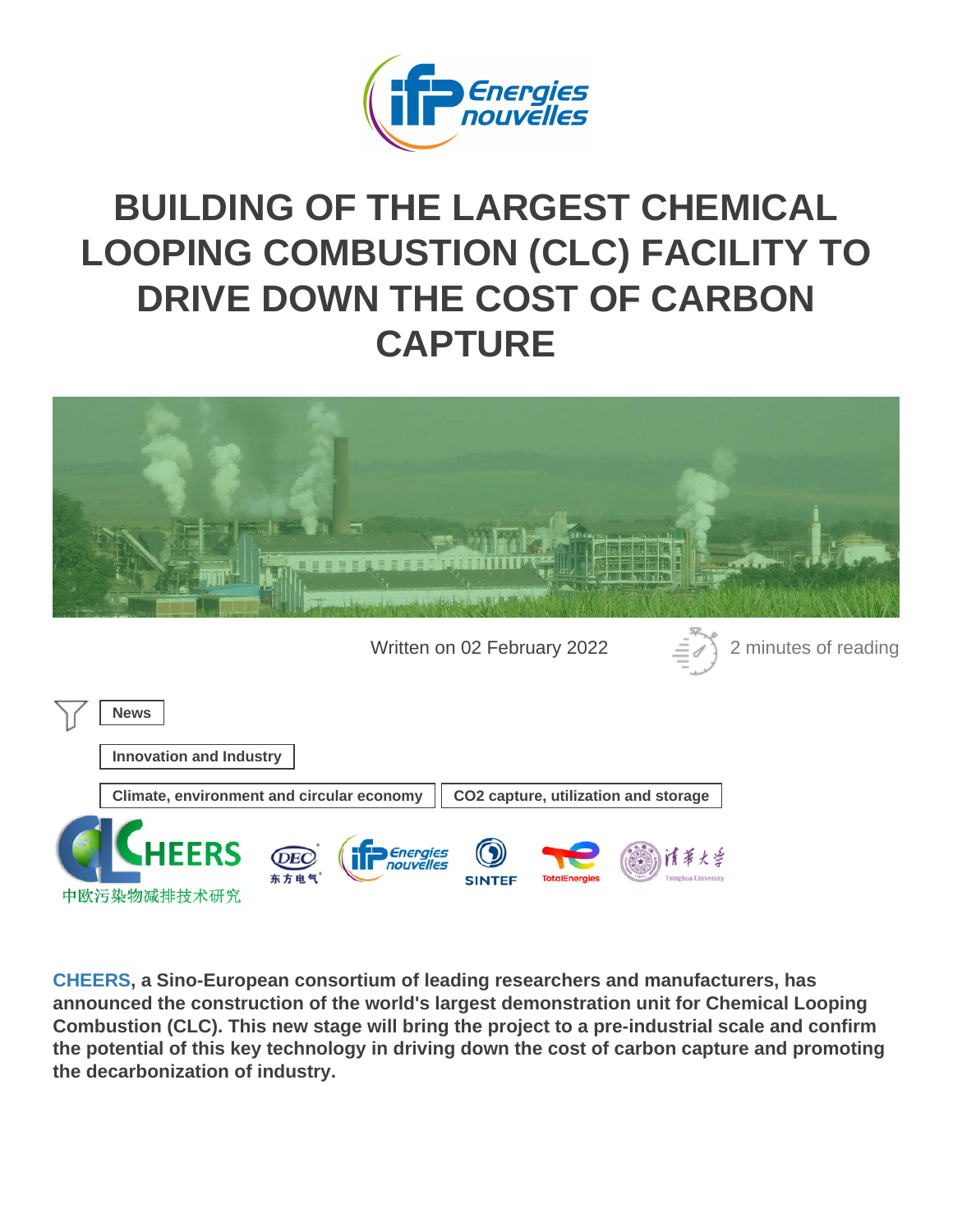# BUILDING OF THE LARGEST CHEMICAL LOOPING COMBUSTION (CLC) FACILITY TO DRIVE DOWN THE COST OF CARBON CAPTURE

Written on 02 February 2022

2 minutes of reading

News

Innovation and Industry

Climate, environment and circular economy

CO2 capture, utilization and storage

**CHEERS, a Sino-European consortium of leading researchers and manufacturers, has announced the construction of the world's largest demonstration unit for Chemical Looping Combustion (CLC). This new stage will bring the project to a pre-industrial scale and confirm the potential of this key technology in driving down the cost of carbon capture and promoting the decarbonization of industry.**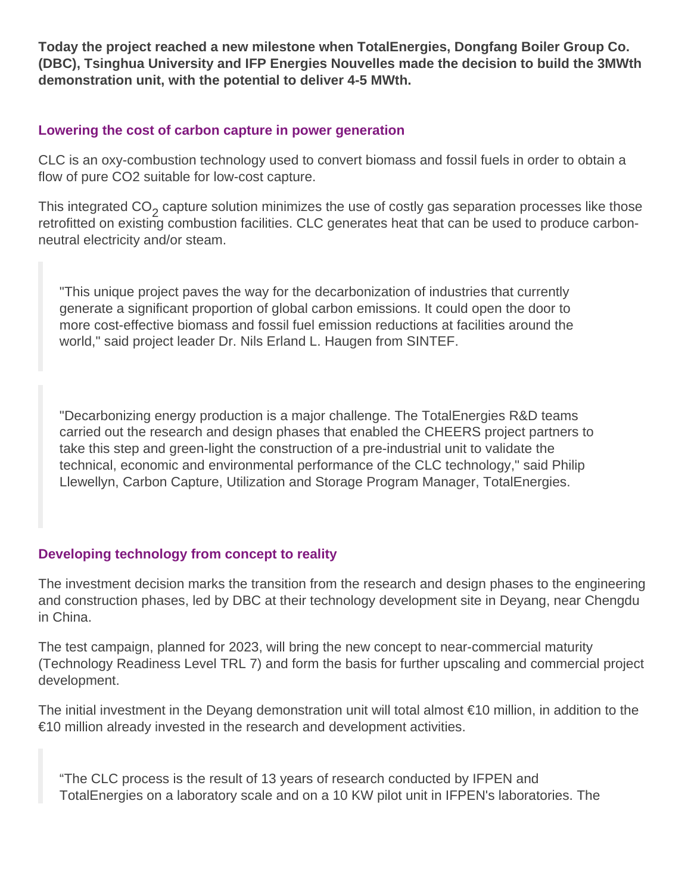**Today the project reached a new milestone when TotalEnergies, Dongfang Boiler Group Co. (DBC), Tsinghua University and IFP Energies Nouvelles made the decision to build the 3MWth demonstration unit, with the potential to deliver 4-5 MWth.**

## Lowering the cost of carbon capture in power generation

CLC is an oxy-combustion technology used to convert biomass and fossil fuels in order to obtain a flow of pure CO2 suitable for low-cost capture.

This integrated $CO_2$ capture solution minimizes the use of costly gas separation processes like those retrofitted on existing combustion facilities. CLC generates heat that can be used to produce carbon-neutral electricity and/or steam.

> "This unique project paves the way for the decarbonization of industries that currently generate a significant proportion of global carbon emissions. It could open the door to more cost-effective biomass and fossil fuel emission reductions at facilities around the world," said project leader Dr. Nils Erland L. Haugen from SINTEF.

> "Decarbonizing energy production is a major challenge. The TotalEnergies R&D teams carried out the research and design phases that enabled the CHEERS project partners to take this step and green-light the construction of a pre-industrial unit to validate the technical, economic and environmental performance of the CLC technology," said Philip Llewellyn, Carbon Capture, Utilization and Storage Program Manager, TotalEnergies.

## Developing technology from concept to reality

The investment decision marks the transition from the research and design phases to the engineering and construction phases, led by DBC at their technology development site in Deyang, near Chengdu in China.

The test campaign, planned for 2023, will bring the new concept to near-commercial maturity (Technology Readiness Level TRL 7) and form the basis for further upscaling and commercial project development.

The initial investment in the Deyang demonstration unit will total almost €10 million, in addition to the €10 million already invested in the research and development activities.

> “The CLC process is the result of 13 years of research conducted by IFPEN and TotalEnergies on a laboratory scale and on a 10 KW pilot unit in IFPEN's laboratories. The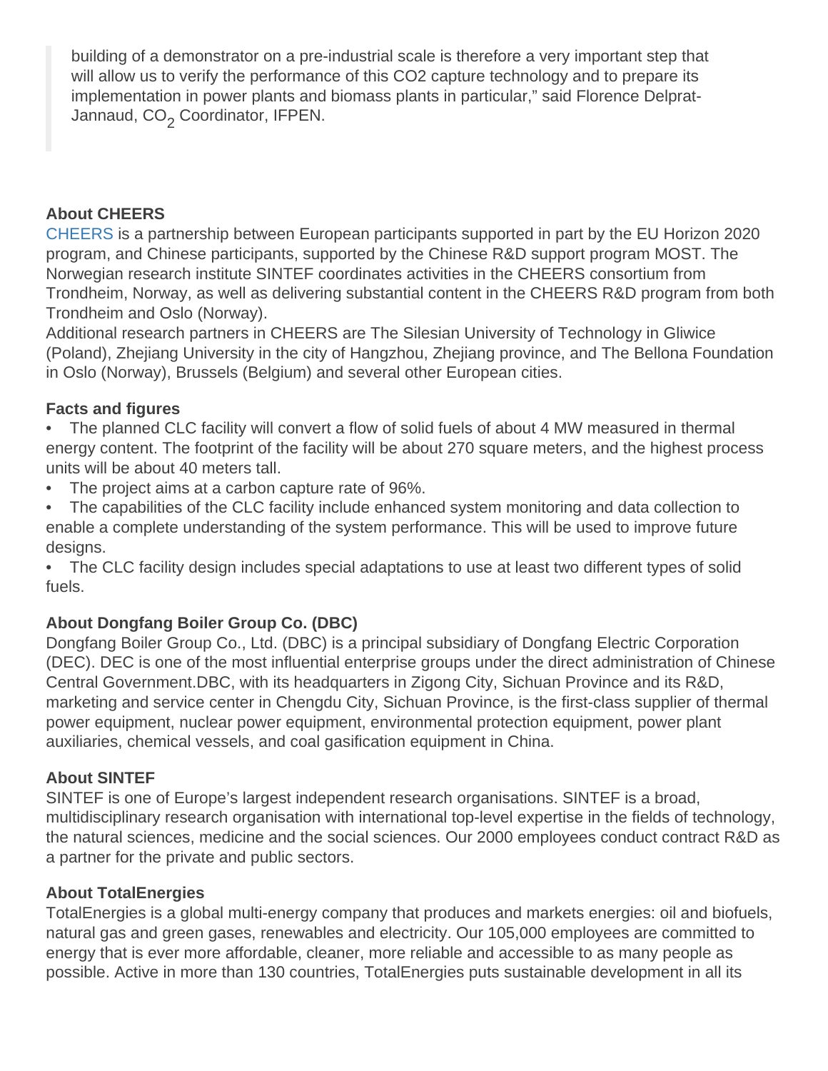> building of a demonstrator on a pre-industrial scale is therefore a very important step that will allow us to verify the performance of this CO2 capture technology and to prepare its implementation in power plants and biomass plants in particular," said Florence Delprat-Jannaud, $CO_2$ Coordinator, IFPEN.

**About CHEERS**

CHEERS is a partnership between European participants supported in part by the EU Horizon 2020 program, and Chinese participants, supported by the Chinese R&D support program MOST. The Norwegian research institute SINTEF coordinates activities in the CHEERS consortium from Trondheim, Norway, as well as delivering substantial content in the CHEERS R&D program from both Trondheim and Oslo (Norway).

Additional research partners in CHEERS are The Silesian University of Technology in Gliwice (Poland), Zhejiang University in the city of Hangzhou, Zhejiang province, and The Bellona Foundation in Oslo (Norway), Brussels (Belgium) and several other European cities.

**Facts and figures**

- The planned CLC facility will convert a flow of solid fuels of about 4 MW measured in thermal energy content. The footprint of the facility will be about 270 square meters, and the highest process units will be about 40 meters tall.
- The project aims at a carbon capture rate of 96%.
- The capabilities of the CLC facility include enhanced system monitoring and data collection to enable a complete understanding of the system performance. This will be used to improve future designs.
- The CLC facility design includes special adaptations to use at least two different types of solid fuels.

**About Dongfang Boiler Group Co. (DBC)**

Dongfang Boiler Group Co., Ltd. (DBC) is a principal subsidiary of Dongfang Electric Corporation (DEC). DEC is one of the most influential enterprise groups under the direct administration of Chinese Central Government.DBC, with its headquarters in Zigong City, Sichuan Province and its R&D, marketing and service center in Chengdu City, Sichuan Province, is the first-class supplier of thermal power equipment, nuclear power equipment, environmental protection equipment, power plant auxiliaries, chemical vessels, and coal gasification equipment in China.

**About SINTEF**

SINTEF is one of Europe's largest independent research organisations. SINTEF is a broad, multidisciplinary research organisation with international top-level expertise in the fields of technology, the natural sciences, medicine and the social sciences. Our 2000 employees conduct contract R&D as a partner for the private and public sectors.

**About TotalEnergies**

TotalEnergies is a global multi-energy company that produces and markets energies: oil and biofuels, natural gas and green gases, renewables and electricity. Our 105,000 employees are committed to energy that is ever more affordable, cleaner, more reliable and accessible to as many people as possible. Active in more than 130 countries, TotalEnergies puts sustainable development in all its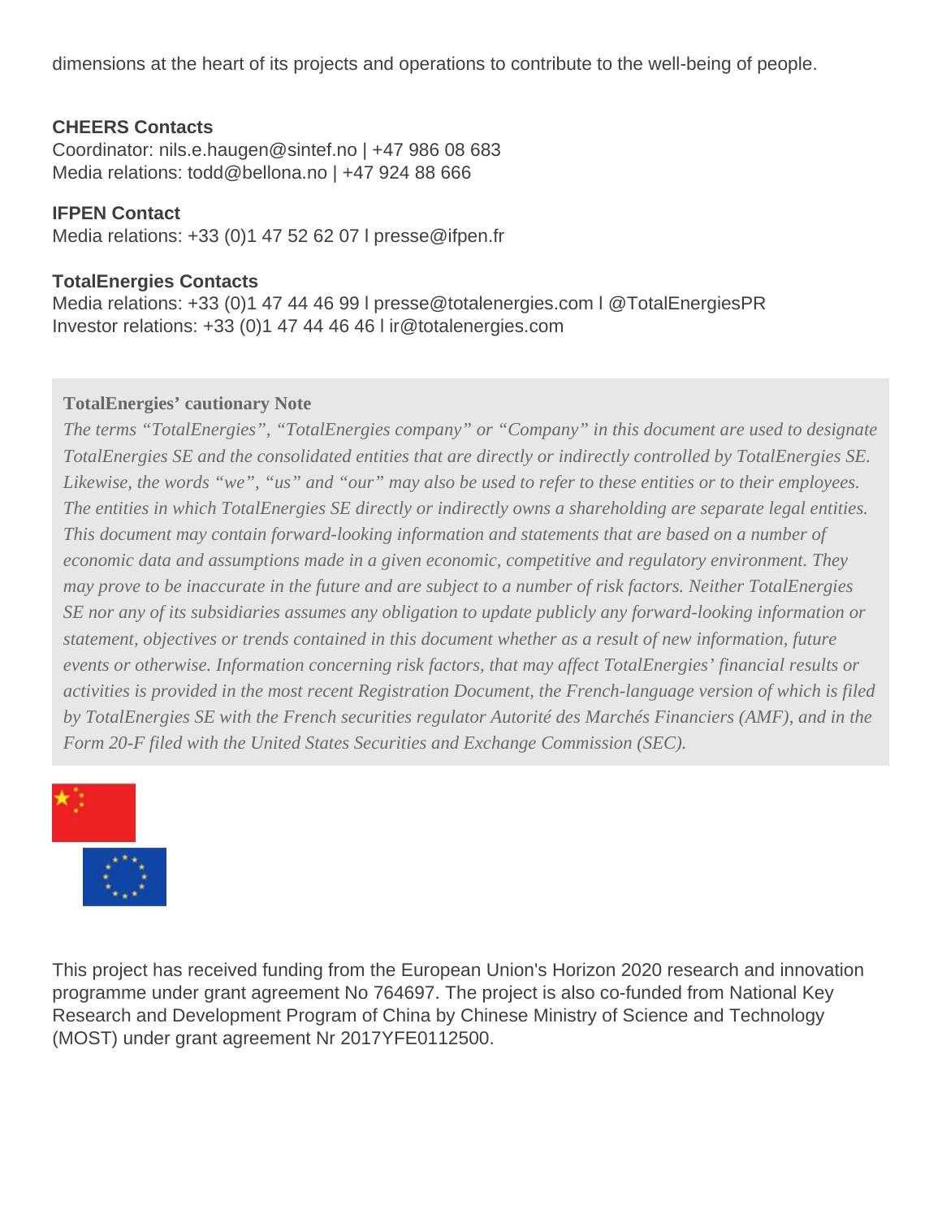dimensions at the heart of its projects and operations to contribute to the well-being of people.

**CHEERS Contacts**
Coordinator: nils.e.haugen@sintef.no | +47 986 08 683
Media relations: todd@bellona.no | +47 924 88 666

**IFPEN Contact**
Media relations: +33 (0)1 47 52 62 07 l presse@ifpen.fr

**TotalEnergies Contacts**
Media relations: +33 (0)1 47 44 46 99 l presse@totalenergies.com l @TotalEnergiesPR
Investor relations: +33 (0)1 47 44 46 46 l ir@totalenergies.com

**TotalEnergies' cautionary Note**

*The terms "TotalEnergies", "TotalEnergies company" or "Company" in this document are used to designate TotalEnergies SE and the consolidated entities that are directly or indirectly controlled by TotalEnergies SE. Likewise, the words "we", "us" and "our" may also be used to refer to these entities or to their employees. The entities in which TotalEnergies SE directly or indirectly owns a shareholding are separate legal entities. This document may contain forward-looking information and statements that are based on a number of economic data and assumptions made in a given economic, competitive and regulatory environment. They may prove to be inaccurate in the future and are subject to a number of risk factors. Neither TotalEnergies SE nor any of its subsidiaries assumes any obligation to update publicly any forward-looking information or statement, objectives or trends contained in this document whether as a result of new information, future events or otherwise. Information concerning risk factors, that may affect TotalEnergies' financial results or activities is provided in the most recent Registration Document, the French-language version of which is filed by TotalEnergies SE with the French securities regulator Autorité des Marchés Financiers (AMF), and in the Form 20-F filed with the United States Securities and Exchange Commission (SEC).*

This project has received funding from the European Union's Horizon 2020 research and innovation programme under grant agreement No 764697. The project is also co-funded from National Key Research and Development Program of China by Chinese Ministry of Science and Technology (MOST) under grant agreement Nr 2017YFE0112500.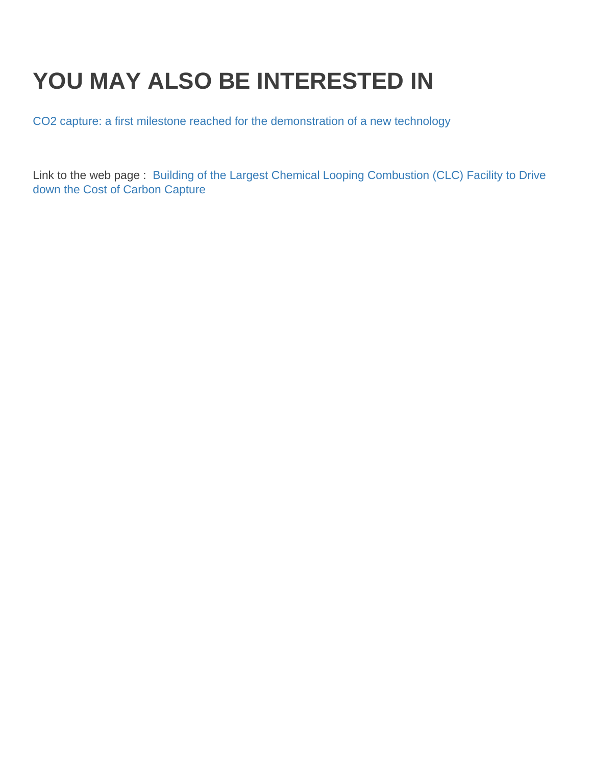# YOU MAY ALSO BE INTERESTED IN

CO2 capture: a first milestone reached for the demonstration of a new technology

Link to the web page : Building of the Largest Chemical Looping Combustion (CLC) Facility to Drive down the Cost of Carbon Capture